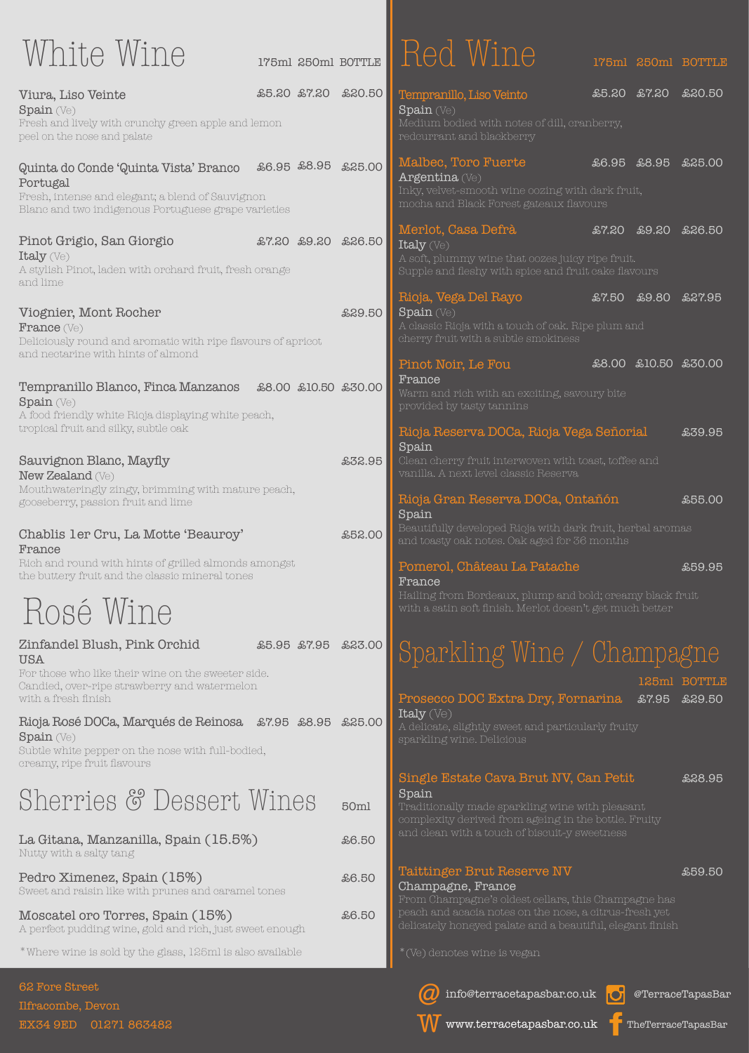# White Wine

| | 175ml | 250ml | BOTTLE |
|---|---|---|---|
| **Viura, Liso Veinte**<br>Spain (Ve)<br>Fresh and lively with crunchy green apple and lemon peel on the nose and palate | £5.20 | £7.20 | £20.50 |
| **Quinta do Conde 'Quinta Vista' Branco**<br>Portugal<br>Fresh, intense and elegant; a blend of Sauvignon Blanc and two indigenous Portuguese grape varieties | £6.95 | £8.95 | £25.00 |
| **Pinot Grigio, San Giorgio**<br>Italy (Ve)<br>A stylish Pinot, laden with orchard fruit, fresh orange and lime | £7.20 | £9.20 | £26.50 |
| **Viognier, Mont Rocher**<br>France (Ve)<br>Deliciously round and aromatic with ripe flavours of apricot and nectarine with hints of almond | | | £29.50 |
| **Tempranillo Blanco, Finca Manzanos**<br>Spain (Ve)<br>A food friendly white Rioja displaying white peach, tropical fruit and silky, subtle oak | £8.00 | £10.50 | £30.00 |
| **Sauvignon Blanc, Mayfly**<br>New Zealand (Ve)<br>Mouthwateringly zingy, brimming with mature peach, gooseberry, passion fruit and lime | | | £32.95 |
| **Chablis 1er Cru, La Motte 'Beauroy'**<br>France<br>Rich and round with hints of grilled almonds amongst the buttery fruit and the classic mineral tones | | | £52.00 |

# Rosé Wine

| | 175ml | 250ml | BOTTLE |
|---|---|---|---|
| **Zinfandel Blush, Pink Orchid**<br>USA<br>For those who like their wine on the sweeter side. Candied, over-ripe strawberry and watermelon with a fresh finish | £5.95 | £7.95 | £23.00 |
| **Rioja Rosé DOCa, Marqués de Reinosa**<br>Spain (Ve)<br>Subtle white pepper on the nose with full-bodied, creamy, ripe fruit flavours | £7.95 | £8.95 | £25.00 |

# Sherries & Dessert Wines

| | 50ml |
|---|---|
| **La Gitana, Manzanilla, Spain (15.5%)**<br>Nutty with a salty tang | £6.50 |
| **Pedro Ximenez, Spain (15%)**<br>Sweet and raisin like with prunes and caramel tones | £6.50 |
| **Moscatel oro Torres, Spain (15%)**<br>A perfect pudding wine, gold and rich, just sweet enough | £6.50 |

*Where wine is sold by the glass, 125ml is also available

# Red Wine

| | 175ml | 250ml | BOTTLE |
|---|---|---|---|
| **Tempranillo, Liso Veinto**<br>Spain (Ve)<br>Medium bodied with notes of dill, cranberry, redcurrant and blackberry | £5.20 | £7.20 | £20.50 |
| **Malbec, Toro Fuerte**<br>Argentina (Ve)<br>Inky, velvet-smooth wine oozing with dark fruit, mocha and Black Forest gateaux flavours | £6.95 | £8.95 | £25.00 |
| **Merlot, Casa Defrà**<br>Italy (Ve)<br>A soft, plummy wine that oozes juicy ripe fruit. Supple and fleshy with spice and fruit cake flavours | £7.20 | £9.20 | £26.50 |
| **Rioja, Vega Del Rayo**<br>Spain (Ve)<br>A classic Rioja with a touch of oak. Ripe plum and cherry fruit with a subtle smokiness | £7.50 | £9.80 | £27.95 |
| **Pinot Noir, Le Fou**<br>France<br>Warm and rich with an exciting, savoury bite provided by tasty tannins | £8.00 | £10.50 | £30.00 |
| **Rioja Reserva DOCa, Rioja Vega Señorial**<br>Spain<br>Clean cherry fruit interwoven with toast, toffee and vanilla. A next level classic Reserva | | | £39.95 |
| **Rioja Gran Reserva DOCa, Ontañón**<br>Spain<br>Beautifully developed Rioja with dark fruit, herbal aromas and toasty oak notes. Oak aged for 36 months | | | £55.00 |
| **Pomerol, Château La Patache**<br>France<br>Hailing from Bordeaux, plump and bold; creamy black fruit with a satin soft finish. Merlot doesn't get much better | | | £59.95 |

# Sparkling Wine / Champagne

| | 125ml | BOTTLE |
|---|---|---|
| **Prosecco DOC Extra Dry, Fornarina**<br>Italy (Ve)<br>A delicate, slightly sweet and particularly fruity sparkling wine. Delicious | £7.95 | £29.50 |
| **Single Estate Cava Brut NV, Can Petit**<br>Spain<br>Traditionally made sparkling wine with pleasant complexity derived from ageing in the bottle. Fruity and clean with a touch of biscuit-y sweetness | | £28.95 |
| **Taittinger Brut Reserve NV**<br>Champagne, France<br>From Champagne's oldest cellars, this Champagne has peach and acacia notes on the nose, a citrus-fresh yet delicately honeyed palate and a beautiful, elegant finish | | £59.50 |

*(Ve) denotes wine is vegan

62 Fore Street
Ilfracombe, Devon
EX34 9ED 01271 863482

info@terracetapasbar.co.uk
www.terracetapasbar.co.uk
@TerraceTapasBar
TheTerraceTapasBar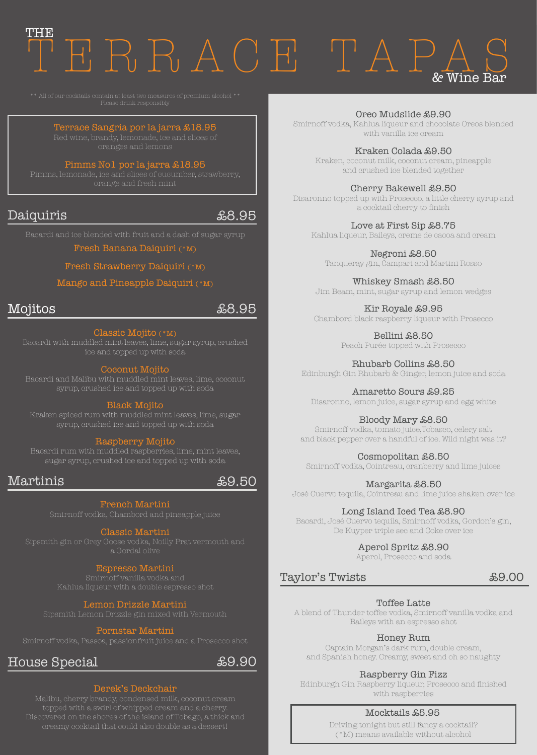THE

# TERRACE TAPAS
& Wine Bar

\* \* All of our cocktails contain at least two measures of premium alcohol \* \*
Please drink responsibly

**Terrace Sangria por la jarra £18.95**
Red wine, brandy, lemonade, ice and slices of oranges and lemons

**Pimms No1 por la jarra £18.95**
Pimms, lemonade, ice and slices of cucumber, strawberry, orange and fresh mint

## Daiquiris £8.95

Bacardi and ice blended with fruit and a dash of sugar syrup

**Fresh Banana Daiquiri** (*M)

**Fresh Strawberry Daiquiri** (*M)

**Mango and Pineapple Daiquiri** (*M)

## Mojitos £8.95

**Classic Mojito** (*M)
Bacardi with muddled mint leaves, lime, sugar syrup, crushed ice and topped up with soda

**Coconut Mojito**
Bacardi and Malibu with muddled mint leaves, lime, coconut syrup, crushed ice and topped up with soda

**Black Mojito**
Kraken spiced rum with muddled mint leaves, lime, sugar syrup, crushed ice and topped up with soda

**Raspberry Mojito**
Bacardi rum with muddled raspberries, lime, mint leaves, sugar syrup, crushed ice and topped up with soda

## Martinis £9.50

**French Martini**
Smirnoff vodka, Chambord and pineapple juice

**Classic Martini**
Sipsmith gin or Grey Goose vodka, Noilly Prat vermouth and a Gordal olive

**Espresso Martini**
Smirnoff vanilla vodka and Kahlua liqueur with a double espresso shot

**Lemon Drizzle Martini**
Sipsmith Lemon Drizzle gin mixed with Vermouth

**Pornstar Martini**
Smirnoff vodka, Passoa, passionfruit juice and a Prosecco shot

## House Special £9.90

**Derek's Deckchair**
Malibu, cherry brandy, condensed milk, coconut cream topped with a swirl of whipped cream and a cherry. Discovered on the shores of the island of Tobago, a thick and creamy cocktail that could also double as a dessert!

**Oreo Mudslide £9.90**
Smirnoff vodka, Kahlua liqueur and chocolate Oreos blended with vanilla ice cream

**Kraken Colada £9.50**
Kraken, coconut milk, coconut cream, pineapple and crushed ice blended together

**Cherry Bakewell £9.50**
Disaronno topped up with Prosecco, a little cherry syrup and a cocktail cherry to finish

**Love at First Sip £8.75**
Kahlua liqueur, Baileys, creme de cacoa and cream

**Negroni £8.50**
Tanqueray gin, Campari and Martini Rosso

**Whiskey Smash £8.50**
Jim Beam, mint, sugar syrup and lemon wedges

**Kir Royale £9.95**
Chambord black raspberry liqueur with Prosecco

**Bellini £8.50**
Peach Purée topped with Prosecco

**Rhubarb Collins £8.50**
Edinburgh Gin Rhubarb & Ginger, lemon juice and soda

**Amaretto Sours £9.25**
Disaronno, lemon juice, sugar syrup and egg white

**Bloody Mary £8.50**
Smirnoff vodka, tomato juice,Tobasco, celery salt and black pepper over a handful of ice. Wild night was it?

**Cosmopolitan £8.50**
Smirnoff vodka, Cointreau, cranberry and lime juices

**Margarita £8.50**
José Cuervo tequila, Cointreau and lime juice shaken over ice

**Long Island Iced Tea £8.90**
Bacardi, José Cuervo tequila, Smirnoff vodka, Gordon's gin, De Kuyper triple sec and Coke over ice

**Aperol Spritz £8.90**
Aperol, Prosecco and soda

## Taylor's Twists £9.00

**Toffee Latte**
A blend of Thunder toffee vodka, Smirnoff vanilla vodka and Baileys with an espresso shot

**Honey Rum**
Captain Morgan's dark rum, double cream, and Spanish honey. Creamy, sweet and oh so naughty

**Raspberry Gin Fizz**
Edinburgh Gin Raspberry liqueur, Prosecco and finished with raspberries

**Mocktails £5.95**
Driving tonight but still fancy a cocktail?
(*M) means available without alcohol